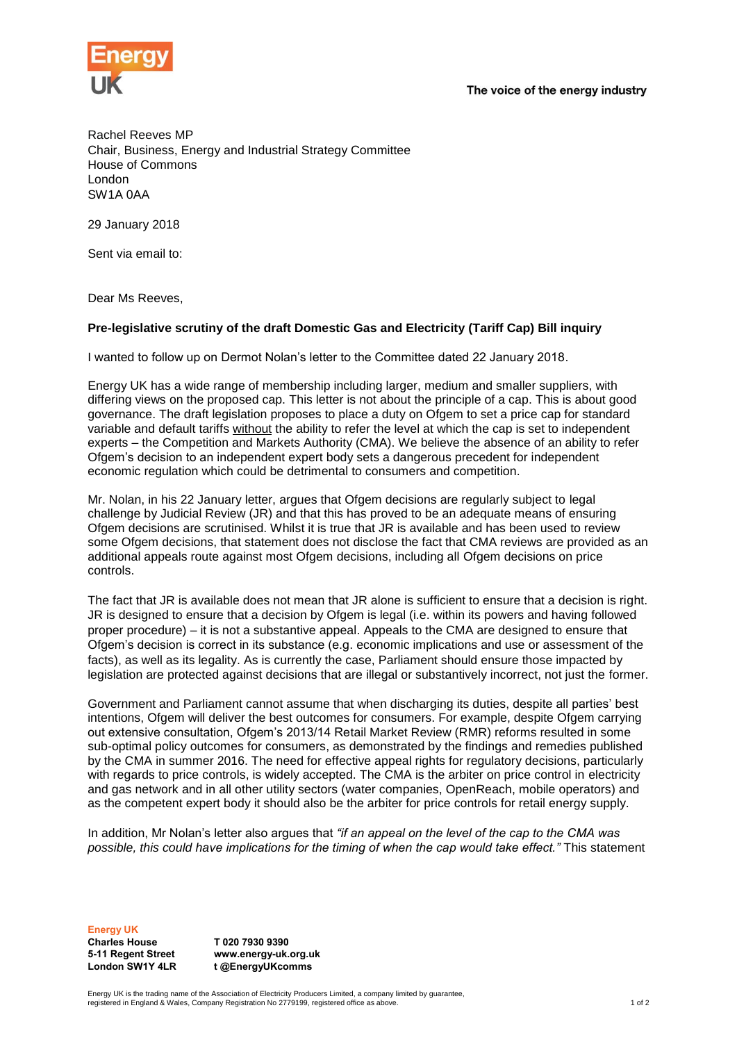Energy UK

The voice of the energy industry

Rachel Reeves MP
Chair, Business, Energy and Industrial Strategy Committee
House of Commons
London
SW1A 0AA

29 January 2018

Sent via email to:

Dear Ms Reeves,

**Pre-legislative scrutiny of the draft Domestic Gas and Electricity (Tariff Cap) Bill inquiry**

I wanted to follow up on Dermot Nolan's letter to the Committee dated 22 January 2018.

Energy UK has a wide range of membership including larger, medium and smaller suppliers, with differing views on the proposed cap. This letter is not about the principle of a cap. This is about good governance. The draft legislation proposes to place a duty on Ofgem to set a price cap for standard variable and default tariffs <u>without</u> the ability to refer the level at which the cap is set to independent experts – the Competition and Markets Authority (CMA). We believe the absence of an ability to refer Ofgem's decision to an independent expert body sets a dangerous precedent for independent economic regulation which could be detrimental to consumers and competition.

Mr. Nolan, in his 22 January letter, argues that Ofgem decisions are regularly subject to legal challenge by Judicial Review (JR) and that this has proved to be an adequate means of ensuring Ofgem decisions are scrutinised. Whilst it is true that JR is available and has been used to review some Ofgem decisions, that statement does not disclose the fact that CMA reviews are provided as an additional appeals route against most Ofgem decisions, including all Ofgem decisions on price controls.

The fact that JR is available does not mean that JR alone is sufficient to ensure that a decision is right. JR is designed to ensure that a decision by Ofgem is legal (i.e. within its powers and having followed proper procedure) – it is not a substantive appeal. Appeals to the CMA are designed to ensure that Ofgem's decision is correct in its substance (e.g. economic implications and use or assessment of the facts), as well as its legality. As is currently the case, Parliament should ensure those impacted by legislation are protected against decisions that are illegal or substantively incorrect, not just the former.

Government and Parliament cannot assume that when discharging its duties, despite all parties' best intentions, Ofgem will deliver the best outcomes for consumers. For example, despite Ofgem carrying out extensive consultation, Ofgem's 2013/14 Retail Market Review (RMR) reforms resulted in some sub-optimal policy outcomes for consumers, as demonstrated by the findings and remedies published by the CMA in summer 2016. The need for effective appeal rights for regulatory decisions, particularly with regards to price controls, is widely accepted. The CMA is the arbiter on price control in electricity and gas network and in all other utility sectors (water companies, OpenReach, mobile operators) and as the competent expert body it should also be the arbiter for price controls for retail energy supply.

In addition, Mr Nolan's letter also argues that *"if an appeal on the level of the cap to the CMA was possible, this could have implications for the timing of when the cap would take effect."* This statement

**Energy UK**
**Charles House**
**5-11 Regent Street**
**London SW1Y 4LR**

**T 020 7930 9390**
**www.energy-uk.org.uk**
**t @EnergyUKcomms**

Energy UK is the trading name of the Association of Electricity Producers Limited, a company limited by guarantee, registered in England & Wales, Company Registration No 2779199, registered office as above.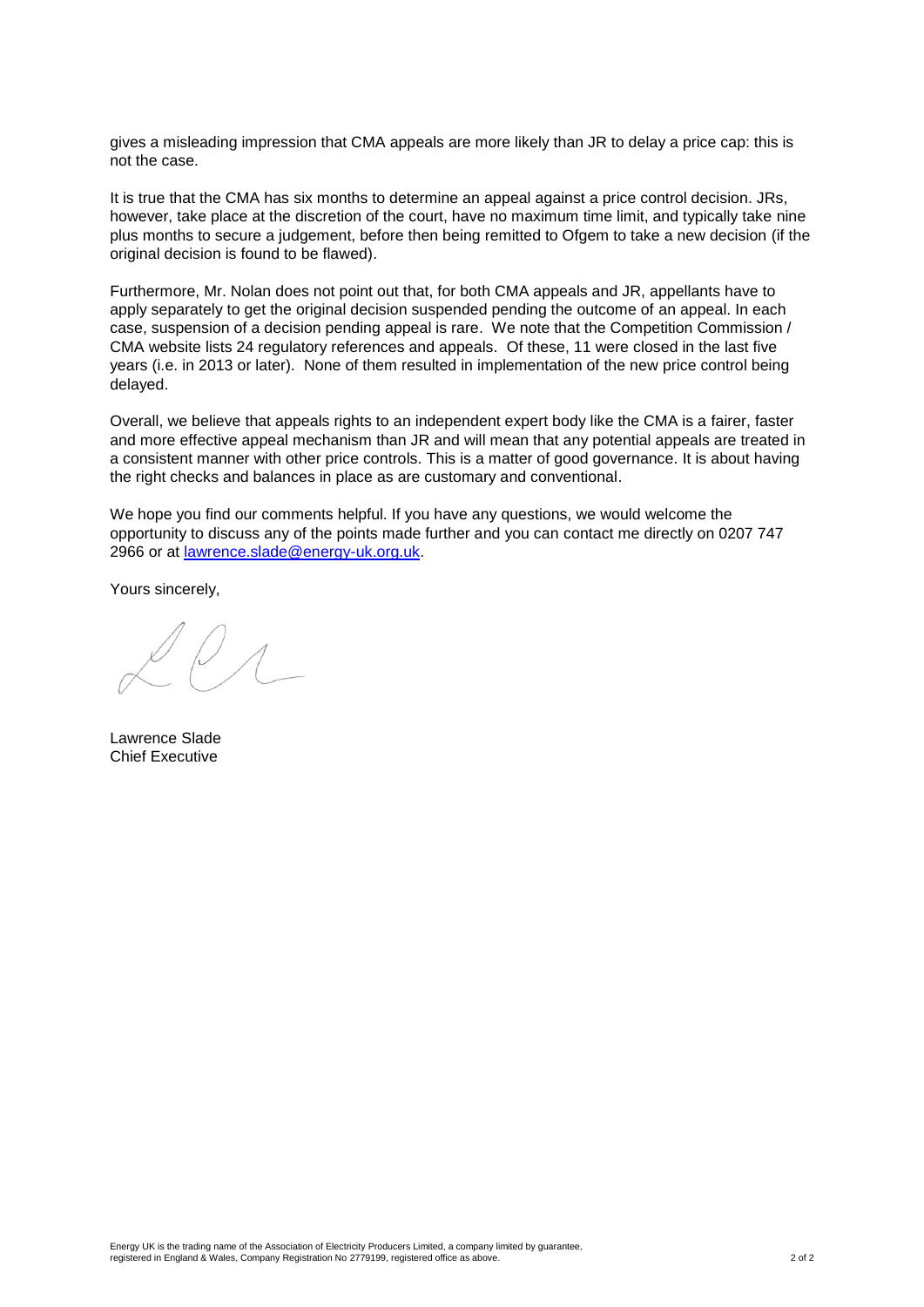gives a misleading impression that CMA appeals are more likely than JR to delay a price cap: this is not the case.

It is true that the CMA has six months to determine an appeal against a price control decision. JRs, however, take place at the discretion of the court, have no maximum time limit, and typically take nine plus months to secure a judgement, before then being remitted to Ofgem to take a new decision (if the original decision is found to be flawed).

Furthermore, Mr. Nolan does not point out that, for both CMA appeals and JR, appellants have to apply separately to get the original decision suspended pending the outcome of an appeal. In each case, suspension of a decision pending appeal is rare. We note that the Competition Commission / CMA website lists 24 regulatory references and appeals. Of these, 11 were closed in the last five years (i.e. in 2013 or later). None of them resulted in implementation of the new price control being delayed.

Overall, we believe that appeals rights to an independent expert body like the CMA is a fairer, faster and more effective appeal mechanism than JR and will mean that any potential appeals are treated in a consistent manner with other price controls. This is a matter of good governance. It is about having the right checks and balances in place as are customary and conventional.

We hope you find our comments helpful. If you have any questions, we would welcome the opportunity to discuss any of the points made further and you can contact me directly on 0207 747 2966 or at lawrence.slade@energy-uk.org.uk.

Yours sincerely,

Lawrence Slade
Chief Executive

Energy UK is the trading name of the Association of Electricity Producers Limited, a company limited by guarantee, registered in England & Wales, Company Registration No 2779199, registered office as above.